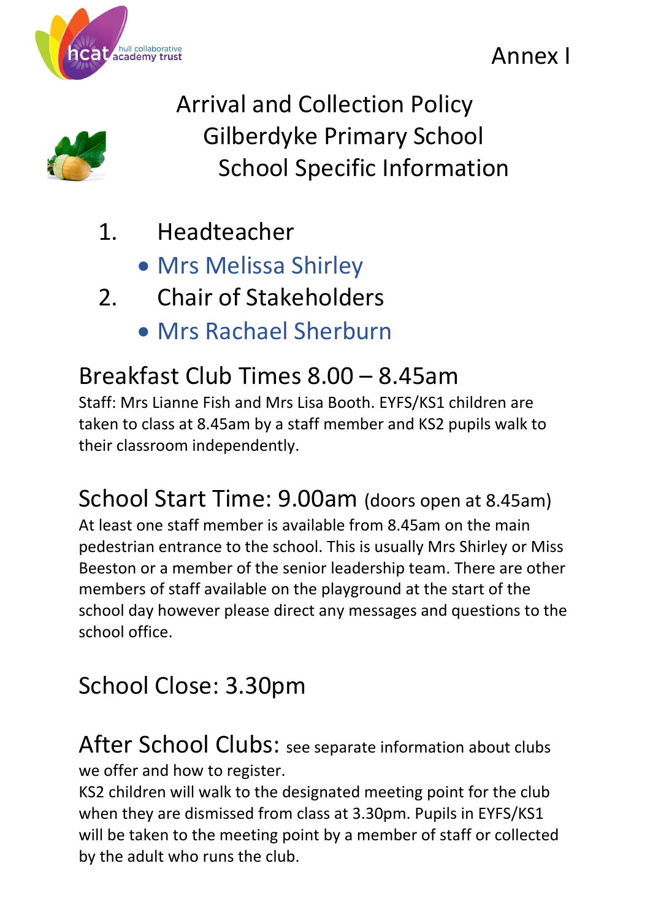Annex I

# Arrival and Collection Policy
# Gilberdyke Primary School
# School Specific Information

1. Headteacher
   - Mrs Melissa Shirley
2. Chair of Stakeholders
   - Mrs Rachael Sherburn

## Breakfast Club Times 8.00 – 8.45am

Staff: Mrs Lianne Fish and Mrs Lisa Booth. EYFS/KS1 children are taken to class at 8.45am by a staff member and KS2 pupils walk to their classroom independently.

## School Start Time: 9.00am (doors open at 8.45am)

At least one staff member is available from 8.45am on the main pedestrian entrance to the school. This is usually Mrs Shirley or Miss Beeston or a member of the senior leadership team. There are other members of staff available on the playground at the start of the school day however please direct any messages and questions to the school office.

## School Close: 3.30pm

## After School Clubs: see separate information about clubs we offer and how to register.

KS2 children will walk to the designated meeting point for the club when they are dismissed from class at 3.30pm. Pupils in EYFS/KS1 will be taken to the meeting point by a member of staff or collected by the adult who runs the club.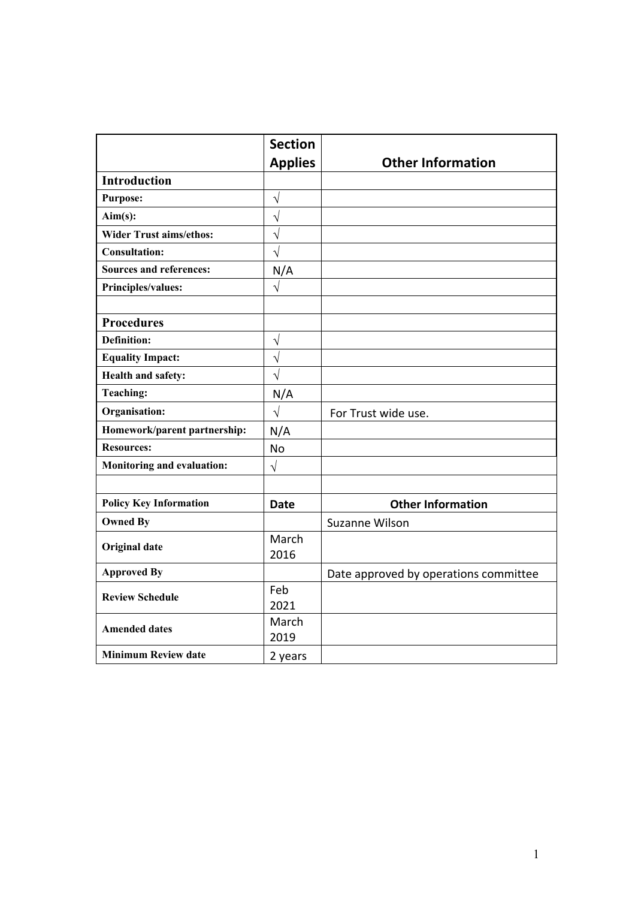| | Section Applies | Other Information |
|---|---|---|
| **Introduction** | | |
| **Purpose:** | √ | |
| **Aim(s):** | √ | |
| **Wider Trust aims/ethos:** | √ | |
| **Consultation:** | √ | |
| **Sources and references:** | N/A | |
| **Principles/values:** | √ | |
| | | |
| **Procedures** | | |
| **Definition:** | √ | |
| **Equality Impact:** | √ | |
| **Health and safety:** | √ | |
| **Teaching:** | N/A | |
| **Organisation:** | √ | For Trust wide use. |
| **Homework/parent partnership:** | N/A | |
| **Resources:** | No | |
| **Monitoring and evaluation:** | √ | |
| | | |
| **Policy Key Information** | **Date** | **Other Information** |
| **Owned By** | | Suzanne Wilson |
| **Original date** | March 2016 | |
| **Approved By** | | Date approved by operations committee |
| **Review Schedule** | Feb 2021 | |
| **Amended dates** | March 2019 | |
| **Minimum Review date** | 2 years | |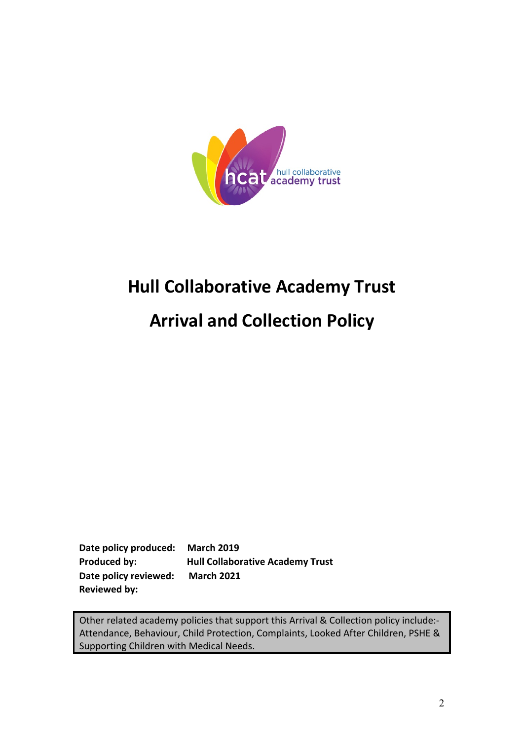# Hull Collaborative Academy Trust

# Arrival and Collection Policy

**Date policy produced:** **March 2019**
**Produced by:** **Hull Collaborative Academy Trust**
**Date policy reviewed:** **March 2021**
**Reviewed by:**

Other related academy policies that support this Arrival & Collection policy include:- Attendance, Behaviour, Child Protection, Complaints, Looked After Children, PSHE & Supporting Children with Medical Needs.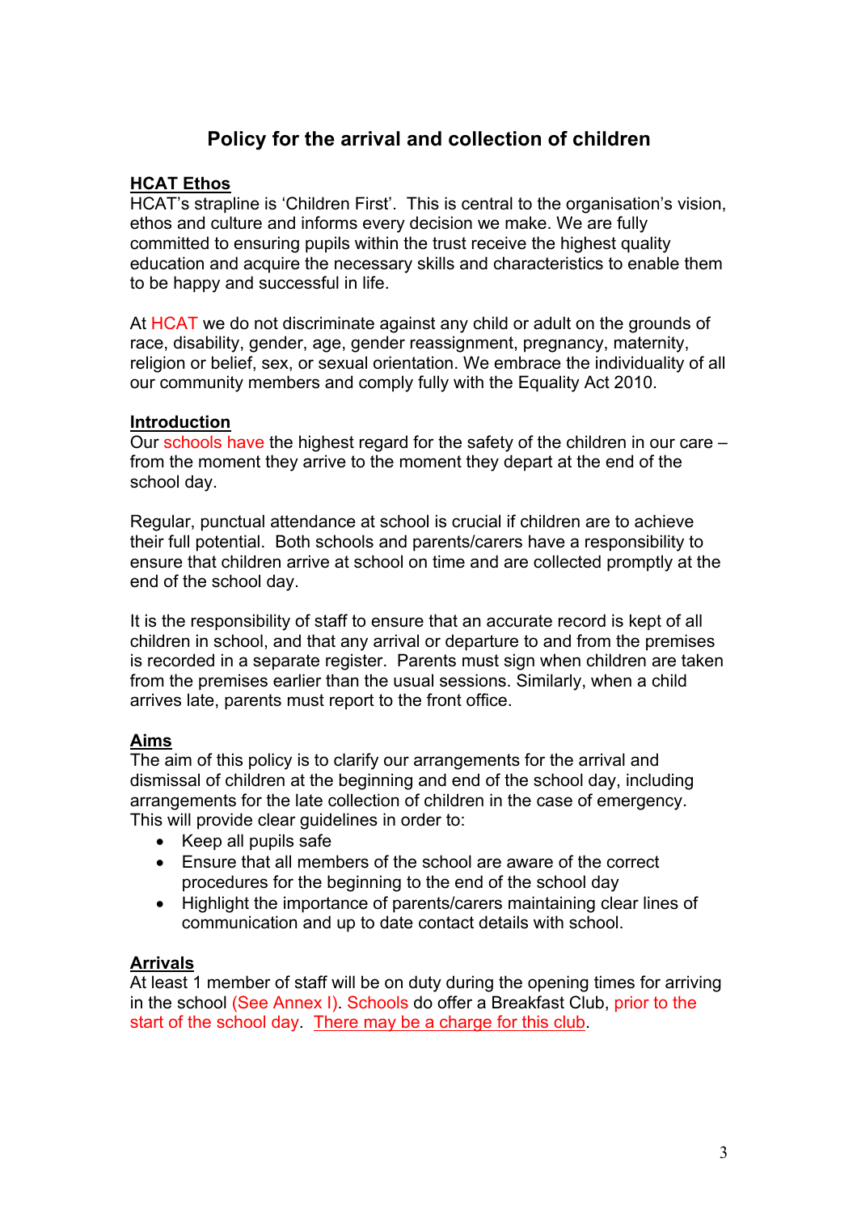# Policy for the arrival and collection of children

**HCAT Ethos**

HCAT's strapline is 'Children First'. This is central to the organisation's vision, ethos and culture and informs every decision we make. We are fully committed to ensuring pupils within the trust receive the highest quality education and acquire the necessary skills and characteristics to enable them to be happy and successful in life.

At HCAT we do not discriminate against any child or adult on the grounds of race, disability, gender, age, gender reassignment, pregnancy, maternity, religion or belief, sex, or sexual orientation. We embrace the individuality of all our community members and comply fully with the Equality Act 2010.

**Introduction**

Our schools have the highest regard for the safety of the children in our care – from the moment they arrive to the moment they depart at the end of the school day.

Regular, punctual attendance at school is crucial if children are to achieve their full potential. Both schools and parents/carers have a responsibility to ensure that children arrive at school on time and are collected promptly at the end of the school day.

It is the responsibility of staff to ensure that an accurate record is kept of all children in school, and that any arrival or departure to and from the premises is recorded in a separate register. Parents must sign when children are taken from the premises earlier than the usual sessions. Similarly, when a child arrives late, parents must report to the front office.

**Aims**

The aim of this policy is to clarify our arrangements for the arrival and dismissal of children at the beginning and end of the school day, including arrangements for the late collection of children in the case of emergency. This will provide clear guidelines in order to:

- Keep all pupils safe
- Ensure that all members of the school are aware of the correct procedures for the beginning to the end of the school day
- Highlight the importance of parents/carers maintaining clear lines of communication and up to date contact details with school.

**Arrivals**

At least 1 member of staff will be on duty during the opening times for arriving in the school (See Annex I). Schools do offer a Breakfast Club, prior to the start of the school day. There may be a charge for this club.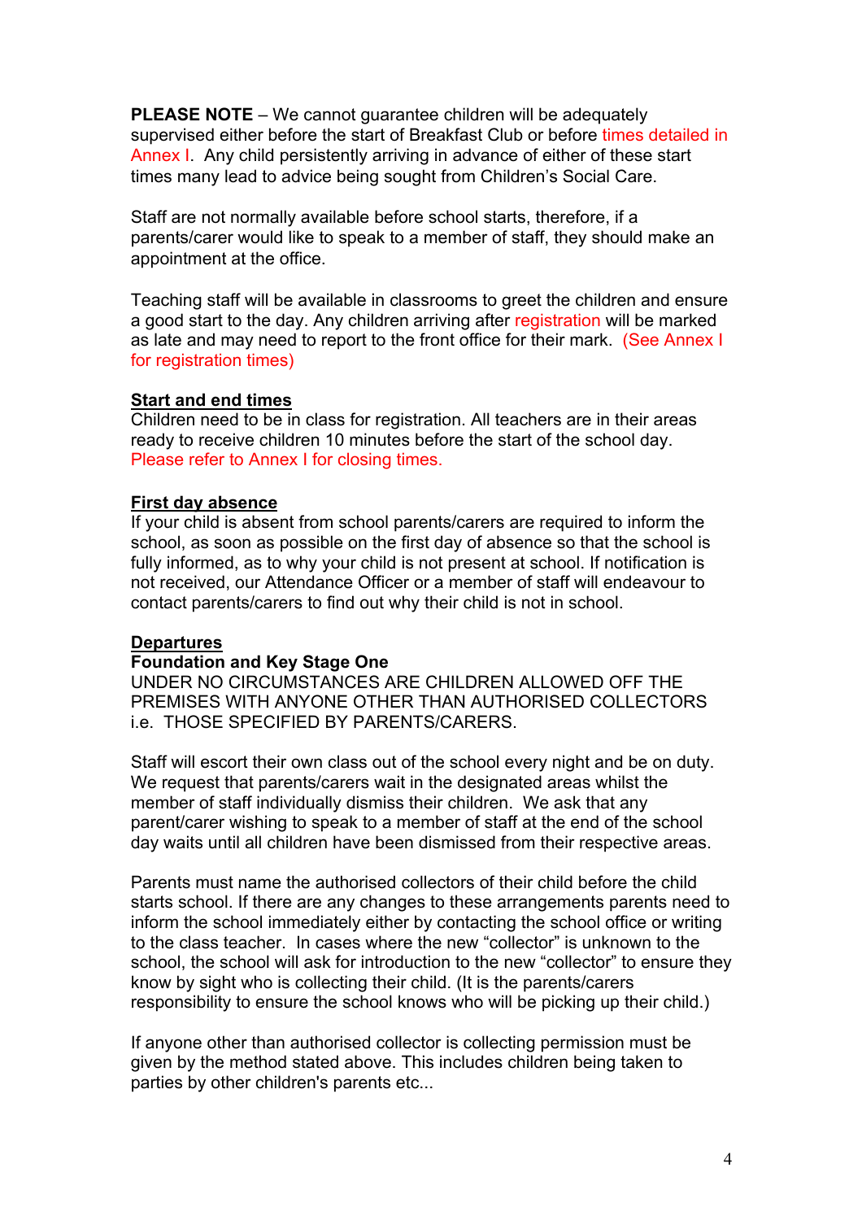**PLEASE NOTE** – We cannot guarantee children will be adequately supervised either before the start of Breakfast Club or before times detailed in Annex I. Any child persistently arriving in advance of either of these start times many lead to advice being sought from Children's Social Care.

Staff are not normally available before school starts, therefore, if a parents/carer would like to speak to a member of staff, they should make an appointment at the office.

Teaching staff will be available in classrooms to greet the children and ensure a good start to the day. Any children arriving after registration will be marked as late and may need to report to the front office for their mark. (See Annex I for registration times)

**Start and end times**

Children need to be in class for registration. All teachers are in their areas ready to receive children 10 minutes before the start of the school day. Please refer to Annex I for closing times.

**First day absence**

If your child is absent from school parents/carers are required to inform the school, as soon as possible on the first day of absence so that the school is fully informed, as to why your child is not present at school. If notification is not received, our Attendance Officer or a member of staff will endeavour to contact parents/carers to find out why their child is not in school.

**Departures**

**Foundation and Key Stage One**

UNDER NO CIRCUMSTANCES ARE CHILDREN ALLOWED OFF THE PREMISES WITH ANYONE OTHER THAN AUTHORISED COLLECTORS i.e. THOSE SPECIFIED BY PARENTS/CARERS.

Staff will escort their own class out of the school every night and be on duty. We request that parents/carers wait in the designated areas whilst the member of staff individually dismiss their children. We ask that any parent/carer wishing to speak to a member of staff at the end of the school day waits until all children have been dismissed from their respective areas.

Parents must name the authorised collectors of their child before the child starts school. If there are any changes to these arrangements parents need to inform the school immediately either by contacting the school office or writing to the class teacher. In cases where the new "collector" is unknown to the school, the school will ask for introduction to the new "collector" to ensure they know by sight who is collecting their child. (It is the parents/carers responsibility to ensure the school knows who will be picking up their child.)

If anyone other than authorised collector is collecting permission must be given by the method stated above. This includes children being taken to parties by other children's parents etc...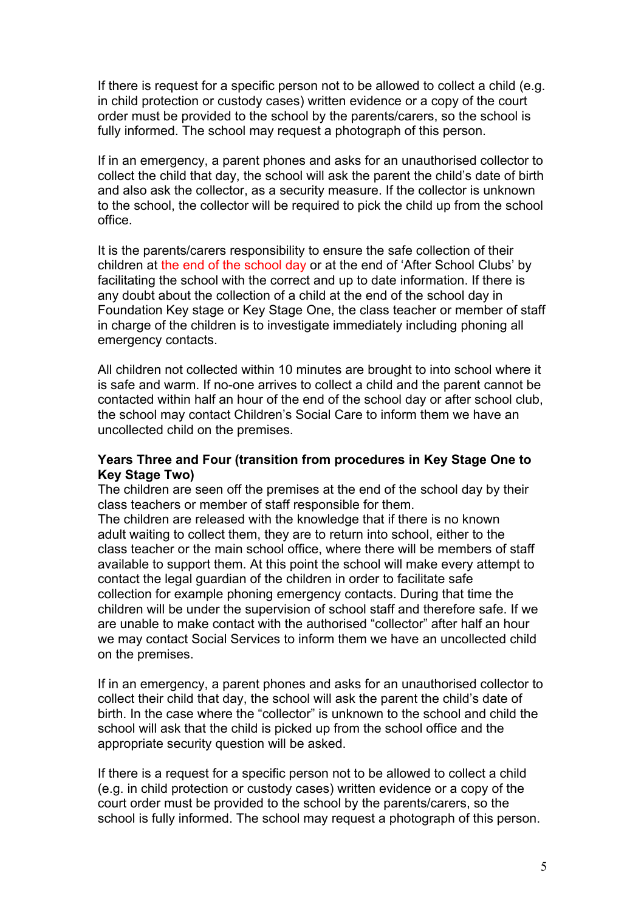If there is request for a specific person not to be allowed to collect a child (e.g. in child protection or custody cases) written evidence or a copy of the court order must be provided to the school by the parents/carers, so the school is fully informed. The school may request a photograph of this person.

If in an emergency, a parent phones and asks for an unauthorised collector to collect the child that day, the school will ask the parent the child's date of birth and also ask the collector, as a security measure. If the collector is unknown to the school, the collector will be required to pick the child up from the school office.

It is the parents/carers responsibility to ensure the safe collection of their children at the end of the school day or at the end of 'After School Clubs' by facilitating the school with the correct and up to date information. If there is any doubt about the collection of a child at the end of the school day in Foundation Key stage or Key Stage One, the class teacher or member of staff in charge of the children is to investigate immediately including phoning all emergency contacts.

All children not collected within 10 minutes are brought to into school where it is safe and warm. If no-one arrives to collect a child and the parent cannot be contacted within half an hour of the end of the school day or after school club, the school may contact Children's Social Care to inform them we have an uncollected child on the premises.

**Years Three and Four (transition from procedures in Key Stage One to Key Stage Two)**

The children are seen off the premises at the end of the school day by their class teachers or member of staff responsible for them.

The children are released with the knowledge that if there is no known adult waiting to collect them, they are to return into school, either to the class teacher or the main school office, where there will be members of staff available to support them. At this point the school will make every attempt to contact the legal guardian of the children in order to facilitate safe collection for example phoning emergency contacts. During that time the children will be under the supervision of school staff and therefore safe. If we are unable to make contact with the authorised "collector" after half an hour we may contact Social Services to inform them we have an uncollected child on the premises.

If in an emergency, a parent phones and asks for an unauthorised collector to collect their child that day, the school will ask the parent the child's date of birth. In the case where the "collector" is unknown to the school and child the school will ask that the child is picked up from the school office and the appropriate security question will be asked.

If there is a request for a specific person not to be allowed to collect a child (e.g. in child protection or custody cases) written evidence or a copy of the court order must be provided to the school by the parents/carers, so the school is fully informed. The school may request a photograph of this person.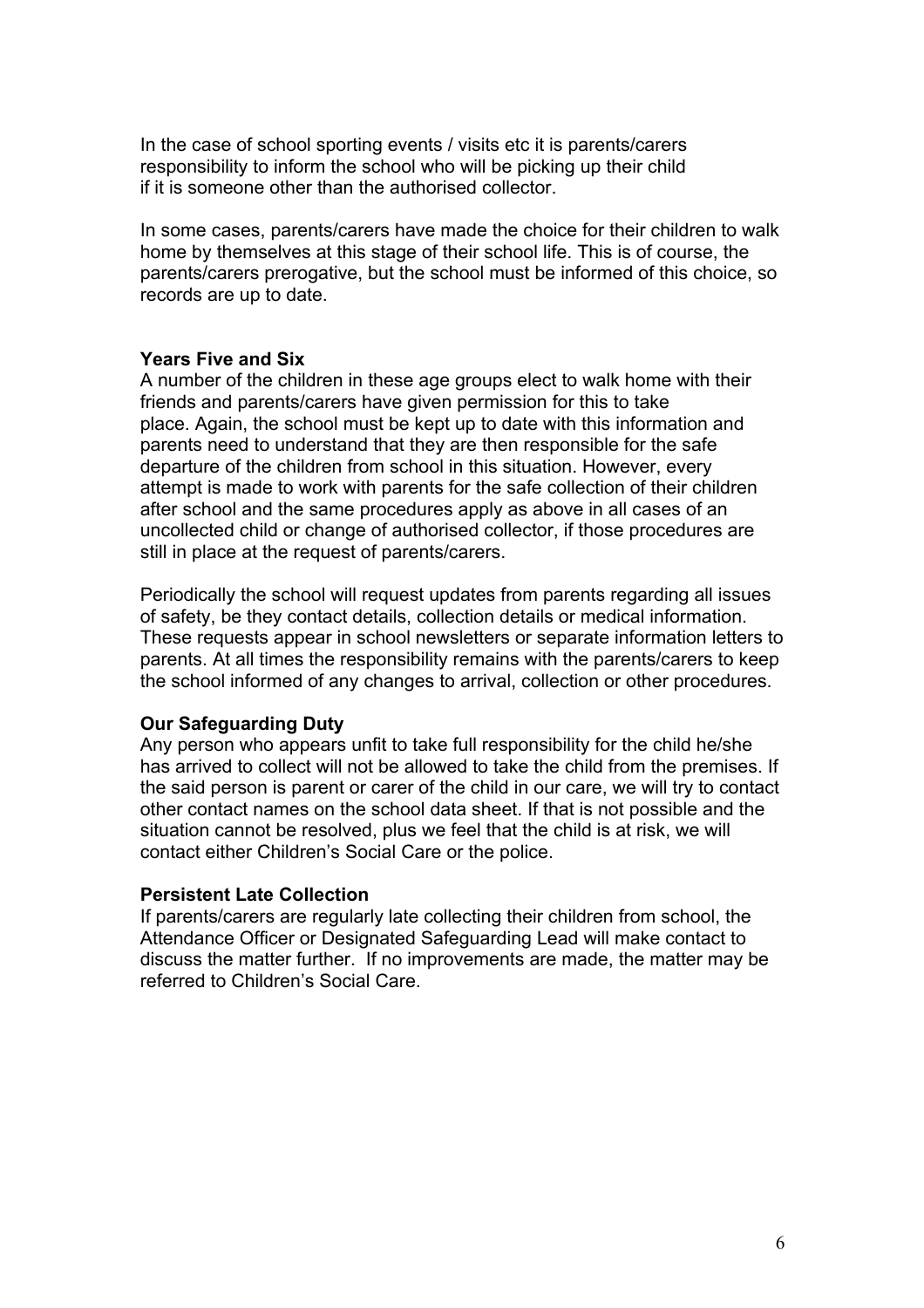In the case of school sporting events / visits etc it is parents/carers responsibility to inform the school who will be picking up their child if it is someone other than the authorised collector.

In some cases, parents/carers have made the choice for their children to walk home by themselves at this stage of their school life. This is of course, the parents/carers prerogative, but the school must be informed of this choice, so records are up to date.

**Years Five and Six**

A number of the children in these age groups elect to walk home with their friends and parents/carers have given permission for this to take place. Again, the school must be kept up to date with this information and parents need to understand that they are then responsible for the safe departure of the children from school in this situation. However, every attempt is made to work with parents for the safe collection of their children after school and the same procedures apply as above in all cases of an uncollected child or change of authorised collector, if those procedures are still in place at the request of parents/carers.

Periodically the school will request updates from parents regarding all issues of safety, be they contact details, collection details or medical information. These requests appear in school newsletters or separate information letters to parents. At all times the responsibility remains with the parents/carers to keep the school informed of any changes to arrival, collection or other procedures.

**Our Safeguarding Duty**

Any person who appears unfit to take full responsibility for the child he/she has arrived to collect will not be allowed to take the child from the premises. If the said person is parent or carer of the child in our care, we will try to contact other contact names on the school data sheet. If that is not possible and the situation cannot be resolved, plus we feel that the child is at risk, we will contact either Children's Social Care or the police.

**Persistent Late Collection**

If parents/carers are regularly late collecting their children from school, the Attendance Officer or Designated Safeguarding Lead will make contact to discuss the matter further. If no improvements are made, the matter may be referred to Children's Social Care.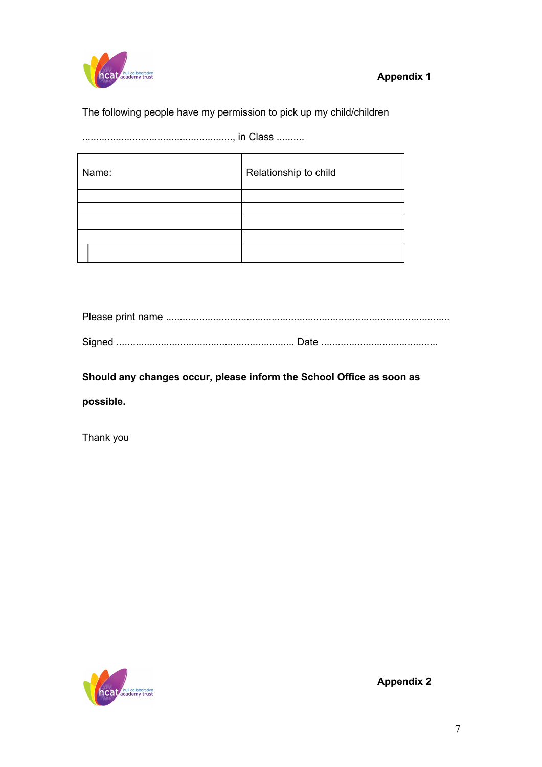**Appendix 1**

The following people have my permission to pick up my child/children

......................................................, in Class ..........

| Name: | Relationship to child |
|---|---|
| | |
| | |
| | |
| | |
| | |

Please print name ....................................................................................................

Signed ............................................................... Date .........................................

**Should any changes occur, please inform the School Office as soon as possible.**

Thank you

**Appendix 2**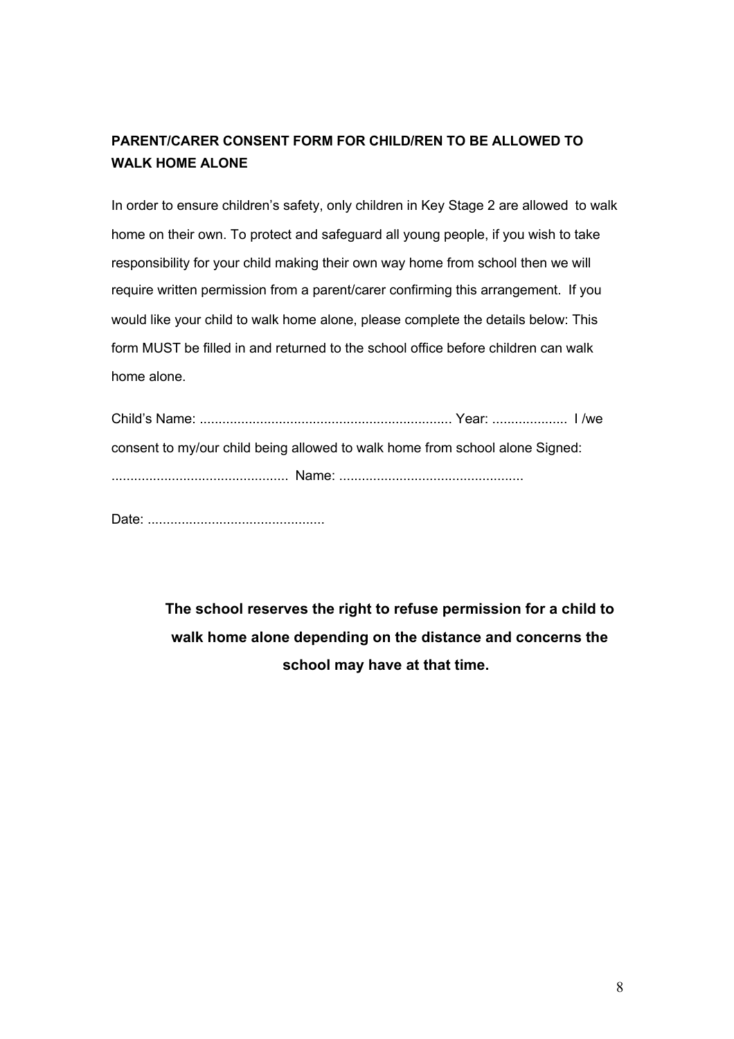**PARENT/CARER CONSENT FORM FOR CHILD/REN TO BE ALLOWED TO WALK HOME ALONE**

In order to ensure children's safety, only children in Key Stage 2 are allowed to walk home on their own. To protect and safeguard all young people, if you wish to take responsibility for your child making their own way home from school then we will require written permission from a parent/carer confirming this arrangement. If you would like your child to walk home alone, please complete the details below: This form MUST be filled in and returned to the school office before children can walk home alone.

Child's Name: .................................................................. Year: .................... I /we consent to my/our child being allowed to walk home from school alone Signed: .............................................. Name: ................................................

Date: ..............................................

**The school reserves the right to refuse permission for a child to walk home alone depending on the distance and concerns the school may have at that time.**